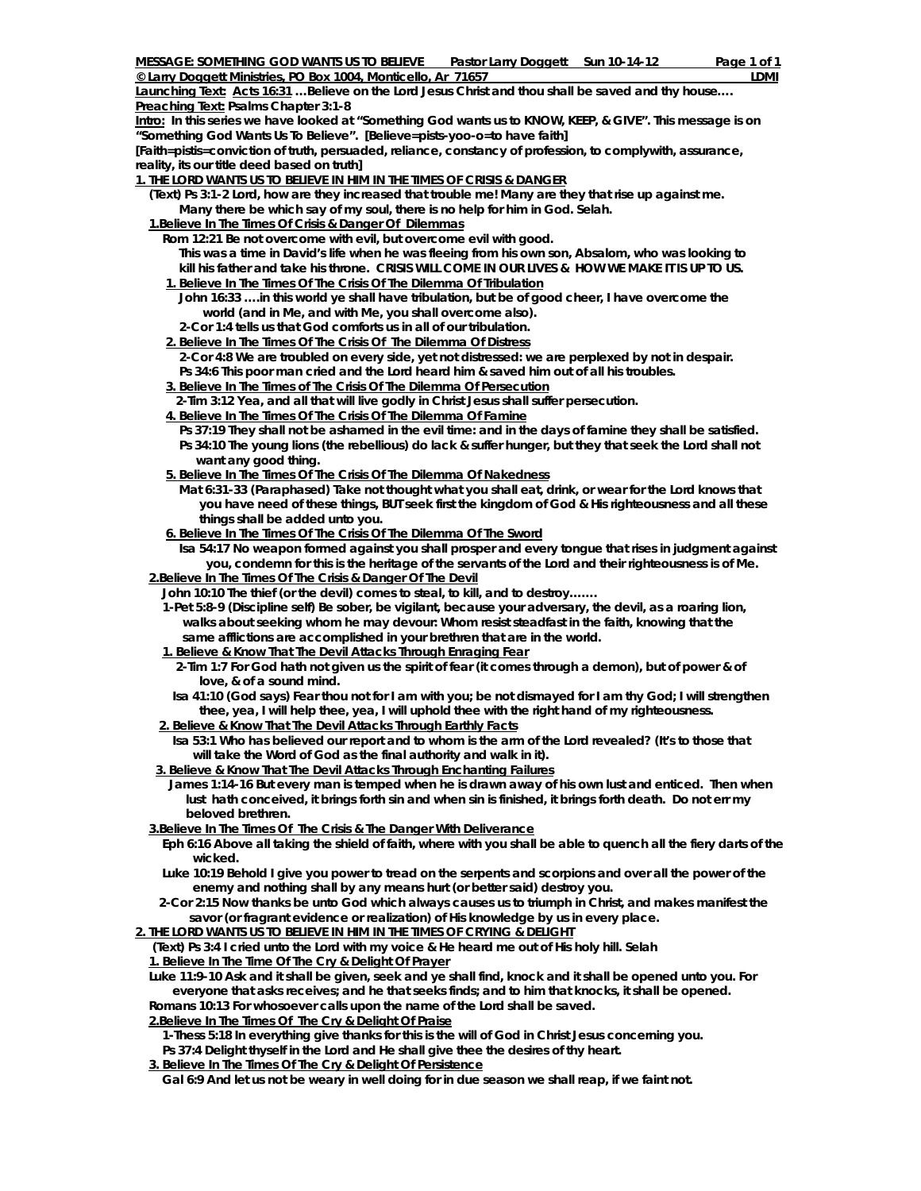**MESSAGE: SOMETHING GOD WANTS US TO BELIEVE** **Pastor Larry Doggett** **Sun 10-14-12**

**© Larry Doggett Ministries, PO Box 1004, Monticello, Ar 71657** **LDMI**

**Launching Text: Acts 16:31 …Believe on the Lord Jesus Christ and thou shall be saved and thy house….**

**Preaching Text: Psalms Chapter 3:1-8**

**Intro: In this series we have looked at "Something God wants us to KNOW, KEEP, & GIVE". This message is on "Something God Wants Us To Believe". [Believe=pists-yoo-o=to have faith]**

**[Faith=pistis=conviction of truth, persuaded, reliance, constancy of profession, to complywith, assurance, reality, its our title deed based on truth]**

**1. THE LORD WANTS US TO BELIEVE IN HIM IN THE TIMES OF CRISIS & DANGER**

**(Text) Ps 3:1-2 Lord, how are they increased that trouble me! Many are they that rise up against me. Many there be which say of my soul, there is no help for him in God. Selah.**

**1.Believe In The Times Of Crisis & Danger Of Dilemmas**

**Rom 12:21 Be not overcome with evil, but overcome evil with good.**

**This was a time in David's life when he was fleeing from his own son, Absalom, who was looking to kill his father and take his throne. CRISIS WILL COME IN OUR LIVES & HOW WE MAKE IT IS UP TO US.**

**1. Believe In The Times Of The Crisis Of The Dilemma Of Tribulation**

**John 16:33 ….in this world ye shall have tribulation, but be of good cheer, I have overcome the world (and in Me, and with Me, you shall overcome also).**

**2-Cor 1:4 tells us that God comforts us in all of our tribulation.**

**2. Believe In The Times Of The Crisis Of The Dilemma Of Distress**

**2-Cor 4:8 We are troubled on every side, yet not distressed: we are perplexed by not in despair.**

**Ps 34:6 This poor man cried and the Lord heard him & saved him out of all his troubles.**

**3. Believe In The Times of The Crisis Of The Dilemma Of Persecution**

**2-Tim 3:12 Yea, and all that will live godly in Christ Jesus shall suffer persecution.**

**4. Believe In The Times Of The Crisis Of The Dilemma Of Famine**

**Ps 37:19 They shall not be ashamed in the evil time: and in the days of famine they shall be satisfied.**

**Ps 34:10 The young lions (the rebellious) do lack & suffer hunger, but they that seek the Lord shall not want any good thing.**

**5. Believe In The Times Of The Crisis Of The Dilemma Of Nakedness**

**Mat 6:31-33 (Paraphased) Take not thought what you shall eat, drink, or wear for the Lord knows that you have need of these things, BUT seek first the kingdom of God & His righteousness and all these things shall be added unto you.**

**6. Believe In The Times Of The Crisis Of The Dilemma Of The Sword**

**Isa 54:17 No weapon formed against you shall prosper and every tongue that rises in judgment against you, condemn for this is the heritage of the servants of the Lord and their righteousness is of Me.**

**2.Believe In The Times Of The Crisis & Danger Of The Devil**

**John 10:10 The thief (or the devil) comes to steal, to kill, and to destroy…….**

**1-Pet 5:8-9 (Discipline self) Be sober, be vigilant, because your adversary, the devil, as a roaring lion, walks about seeking whom he may devour: Whom resist steadfast in the faith, knowing that the same afflictions are accomplished in your brethren that are in the world.**

**1. Believe & Know That The Devil Attacks Through Enraging Fear**

**2-Tim 1:7 For God hath not given us the spirit of fear (it comes through a demon), but of power & of love, & of a sound mind.**

**Isa 41:10 (God says) Fear thou not for I am with you; be not dismayed for I am thy God; I will strengthen thee, yea, I will help thee, yea, I will uphold thee with the right hand of my righteousness.**

**2. Believe & Know That The Devil Attacks Through Earthly Facts**

**Isa 53:1 Who has believed our report and to whom is the arm of the Lord revealed? (It's to those that will take the Word of God as the final authority and walk in it).**

**3. Believe & Know That The Devil Attacks Through Enchanting Failures**

**James 1:14-16 But every man is temped when he is drawn away of his own lust and enticed. Then when lust hath conceived, it brings forth sin and when sin is finished, it brings forth death. Do not err my beloved brethren.**

**3.Believe In The Times Of The Crisis & The Danger With Deliverance**

**Eph 6:16 Above all taking the shield of faith, where with you shall be able to quench all the fiery darts of the wicked.**

**Luke 10:19 Behold I give you power to tread on the serpents and scorpions and over all the power of the enemy and nothing shall by any means hurt (or better said) destroy you.**

**2-Cor 2:15 Now thanks be unto God which always causes us to triumph in Christ, and makes manifest the savor (or fragrant evidence or realization) of His knowledge by us in every place.**

**2. THE LORD WANTS US TO BELIEVE IN HIM IN THE TIMES OF CRYING & DELIGHT**

**(Text) Ps 3:4 I cried unto the Lord with my voice & He heard me out of His holy hill. Selah**

**1. Believe In The Time Of The Cry & Delight Of Prayer**

**Luke 11:9-10 Ask and it shall be given, seek and ye shall find, knock and it shall be opened unto you. For everyone that asks receives; and he that seeks finds; and to him that knocks, it shall be opened.**

**Romans 10:13 For whosoever calls upon the name of the Lord shall be saved.**

**2.Believe In The Times Of The Cry & Delight Of Praise**

**1-Thess 5:18 In everything give thanks for this is the will of God in Christ Jesus concerning you.**

**Ps 37:4 Delight thyself in the Lord and He shall give thee the desires of thy heart.**

**3. Believe In The Times Of The Cry & Delight Of Persistence**

**Gal 6:9 And let us not be weary in well doing for in due season we shall reap, if we faint not.**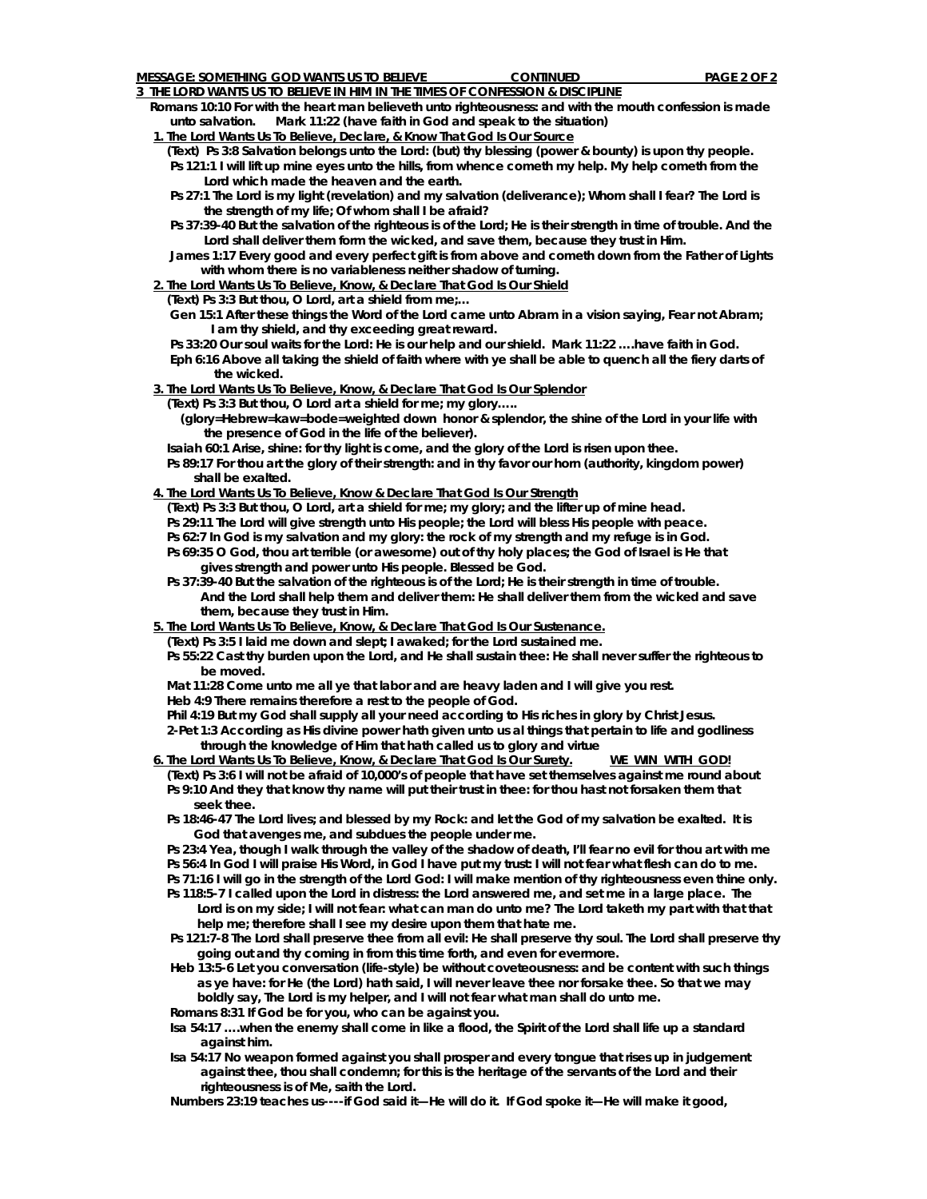**3 THE LORD WANTS US TO BELIEVE IN HIM IN THE TIMES OF CONFESSION & DISCIPLINE**

**Romans 10:10 For with the heart man believeth unto righteousness: and with the mouth confession is made unto salvation. Mark 11:22 (have faith in God and speak to the situation)**

**1. The Lord Wants Us To Believe, Declare, & Know That God Is Our Source**

**(Text) Ps 3:8 Salvation belongs unto the Lord: (but) thy blessing (power & bounty) is upon thy people.**

**Ps 121:1 I will lift up mine eyes unto the hills, from whence cometh my help. My help cometh from the Lord which made the heaven and the earth.**

**Ps 27:1 The Lord is my light (revelation) and my salvation (deliverance); Whom shall I fear? The Lord is the strength of my life; Of whom shall I be afraid?**

**Ps 37:39-40 But the salvation of the righteous is of the Lord; He is their strength in time of trouble. And the Lord shall deliver them form the wicked, and save them, because they trust in Him.**

**James 1:17 Every good and every perfect gift is from above and cometh down from the Father of Lights with whom there is no variableness neither shadow of turning.**

**2. The Lord Wants Us To Believe, Know, & Declare That God Is Our Shield**

**(Text) Ps 3:3 But thou, O Lord, art a shield from me;…**

**Gen 15:1 After these things the Word of the Lord came unto Abram in a vision saying, Fear not Abram; I am thy shield, and thy exceeding great reward.**

**Ps 33:20 Our soul waits for the Lord: He is our help and our shield. Mark 11:22 ….have faith in God.**

**Eph 6:16 Above all taking the shield of faith where with ye shall be able to quench all the fiery darts of the wicked.**

**3. The Lord Wants Us To Believe, Know, & Declare That God Is Our Splendor**

**(Text) Ps 3:3 But thou, O Lord art a shield for me; my glory…..**

**(glory=Hebrew=kaw=bode=weighted down honor & splendor, the shine of the Lord in your life with the presence of God in the life of the believer).**

**Isaiah 60:1 Arise, shine: for thy light is come, and the glory of the Lord is risen upon thee.**

**Ps 89:17 For thou art the glory of their strength: and in thy favor our horn (authority, kingdom power) shall be exalted.**

**4. The Lord Wants Us To Believe, Know & Declare That God Is Our Strength**

**(Text) Ps 3:3 But thou, O Lord, art a shield for me; my glory; and the lifter up of mine head.**

**Ps 29:11 The Lord will give strength unto His people; the Lord will bless His people with peace.**

**Ps 62:7 In God is my salvation and my glory: the rock of my strength and my refuge is in God.**

**Ps 69:35 O God, thou art terrible (or awesome) out of thy holy places; the God of Israel is He that gives strength and power unto His people. Blessed be God.**

**Ps 37:39-40 But the salvation of the righteous is of the Lord; He is their strength in time of trouble. And the Lord shall help them and deliver them: He shall deliver them from the wicked and save them, because they trust in Him.**

**5. The Lord Wants Us To Believe, Know, & Declare That God Is Our Sustenance.**

**(Text) Ps 3:5 I laid me down and slept; I awaked; for the Lord sustained me.**

**Ps 55:22 Cast thy burden upon the Lord, and He shall sustain thee: He shall never suffer the righteous to be moved.**

**Mat 11:28 Come unto me all ye that labor and are heavy laden and I will give you rest.**

**Heb 4:9 There remains therefore a rest to the people of God.**

**Phil 4:19 But my God shall supply all your need according to His riches in glory by Christ Jesus.**

**2-Pet 1:3 According as His divine power hath given unto us al things that pertain to life and godliness through the knowledge of Him that hath called us to glory and virtue**

**6. The Lord Wants Us To Believe, Know, & Declare That God Is Our Surety. WE WIN WITH GOD!**

**(Text) Ps 3:6 I will not be afraid of 10,000's of people that have set themselves against me round about**

**Ps 9:10 And they that know thy name will put their trust in thee: for thou hast not forsaken them that seek thee.**

**Ps 18:46-47 The Lord lives; and blessed by my Rock: and let the God of my salvation be exalted. It is God that avenges me, and subdues the people under me.**

**Ps 23:4 Yea, though I walk through the valley of the shadow of death, I'll fear no evil for thou art with me**

**Ps 56:4 In God I will praise His Word, in God I have put my trust: I will not fear what flesh can do to me.**

**Ps 71:16 I will go in the strength of the Lord God: I will make mention of thy righteousness even thine only.**

**Ps 118:5-7 I called upon the Lord in distress: the Lord answered me, and set me in a large place. The Lord is on my side; I will not fear: what can man do unto me? The Lord taketh my part with that that help me; therefore shall I see my desire upon them that hate me.**

**Ps 121:7-8 The Lord shall preserve thee from all evil: He shall preserve thy soul. The Lord shall preserve thy going out and thy coming in from this time forth, and even for evermore.**

**Heb 13:5-6 Let you conversation (life-style) be without coveteousness: and be content with such things as ye have: for He (the Lord) hath said, I will never leave thee nor forsake thee. So that we may boldly say, The Lord is my helper, and I will not fear what man shall do unto me.**

**Romans 8:31 If God be for you, who can be against you.**

**Isa 54:17 ….when the enemy shall come in like a flood, the Spirit of the Lord shall life up a standard against him.**

**Isa 54:17 No weapon formed against you shall prosper and every tongue that rises up in judgement against thee, thou shall condemn; for this is the heritage of the servants of the Lord and their righteousness is of Me, saith the Lord.**

**Numbers 23:19 teaches us----if God said it—He will do it. If God spoke it—He will make it good,**